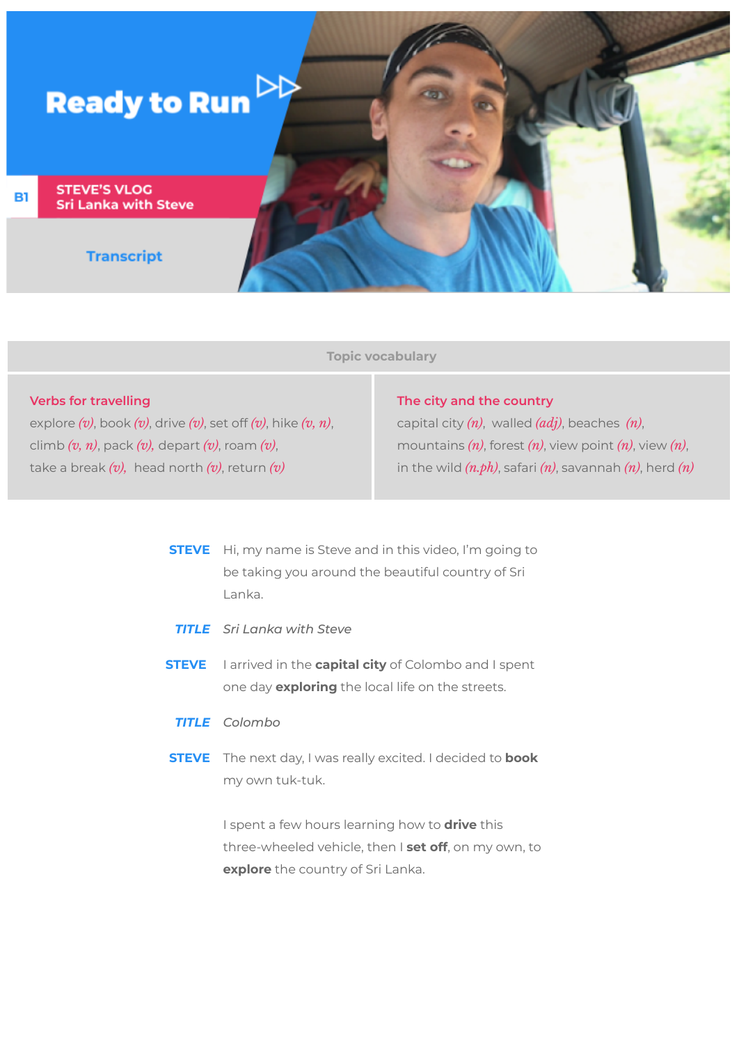# Ready to Run

**B1** | **STEVE'S VLOG**
**Sri Lanka with Steve**

## Transcript

| Topic vocabulary | |
|---|---|
| **Verbs for travelling** | **The city and the country** |
| explore *(v)*, book *(v)*, drive *(v)*, set off *(v)*, hike *(v, n)*, climb *(v, n)*, pack *(v)*, depart *(v)*, roam *(v)*, take a break *(v)*, head north *(v)*, return *(v)* | capital city *(n)*, walled *(adj)*, beaches *(n)*, mountains *(n)*, forest *(n)*, view point *(n)*, view *(n)*, in the wild *(n.ph)*, safari *(n)*, savannah *(n)*, herd *(n)* |

**STEVE** Hi, my name is Steve and in this video, I'm going to be taking you around the beautiful country of Sri Lanka.

***TITLE*** *Sri Lanka with Steve*

**STEVE** I arrived in the **capital city** of Colombo and I spent one day **exploring** the local life on the streets.

***TITLE*** *Colombo*

**STEVE** The next day, I was really excited. I decided to **book** my own tuk-tuk.

I spent a few hours learning how to **drive** this three-wheeled vehicle, then I **set off**, on my own, to **explore** the country of Sri Lanka.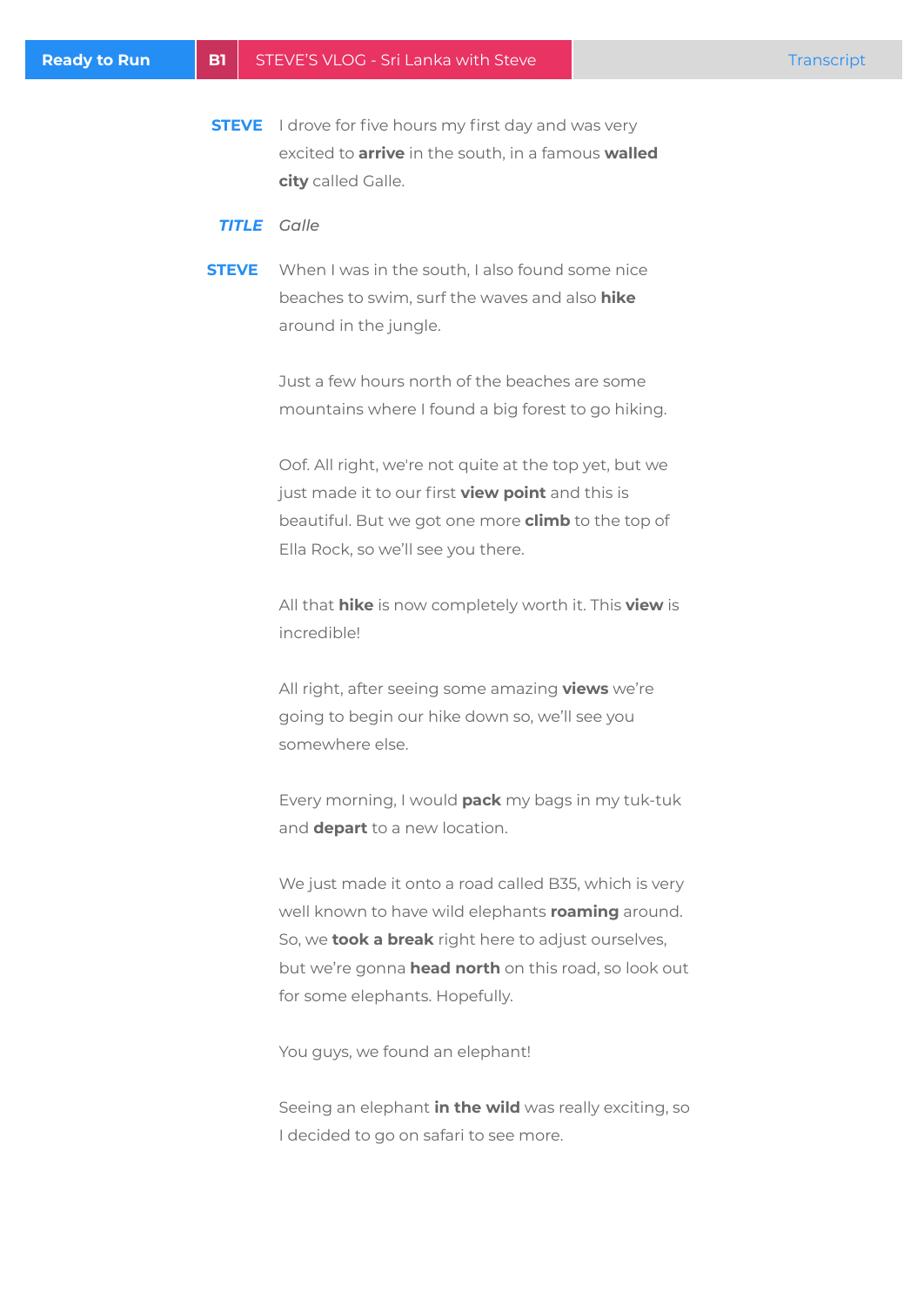**STEVE** I drove for five hours my first day and was very excited to **arrive** in the south, in a famous **walled city** called Galle.

***TITLE*** *Galle*

**STEVE** When I was in the south, I also found some nice beaches to swim, surf the waves and also **hike** around in the jungle.

Just a few hours north of the beaches are some mountains where I found a big forest to go hiking.

Oof. All right, we're not quite at the top yet, but we just made it to our first **view point** and this is beautiful. But we got one more **climb** to the top of Ella Rock, so we'll see you there.

All that **hike** is now completely worth it. This **view** is incredible!

All right, after seeing some amazing **views** we're going to begin our hike down so, we'll see you somewhere else.

Every morning, I would **pack** my bags in my tuk-tuk and **depart** to a new location.

We just made it onto a road called B35, which is very well known to have wild elephants **roaming** around. So, we **took a break** right here to adjust ourselves, but we're gonna **head north** on this road, so look out for some elephants. Hopefully.

You guys, we found an elephant!

Seeing an elephant **in the wild** was really exciting, so I decided to go on safari to see more.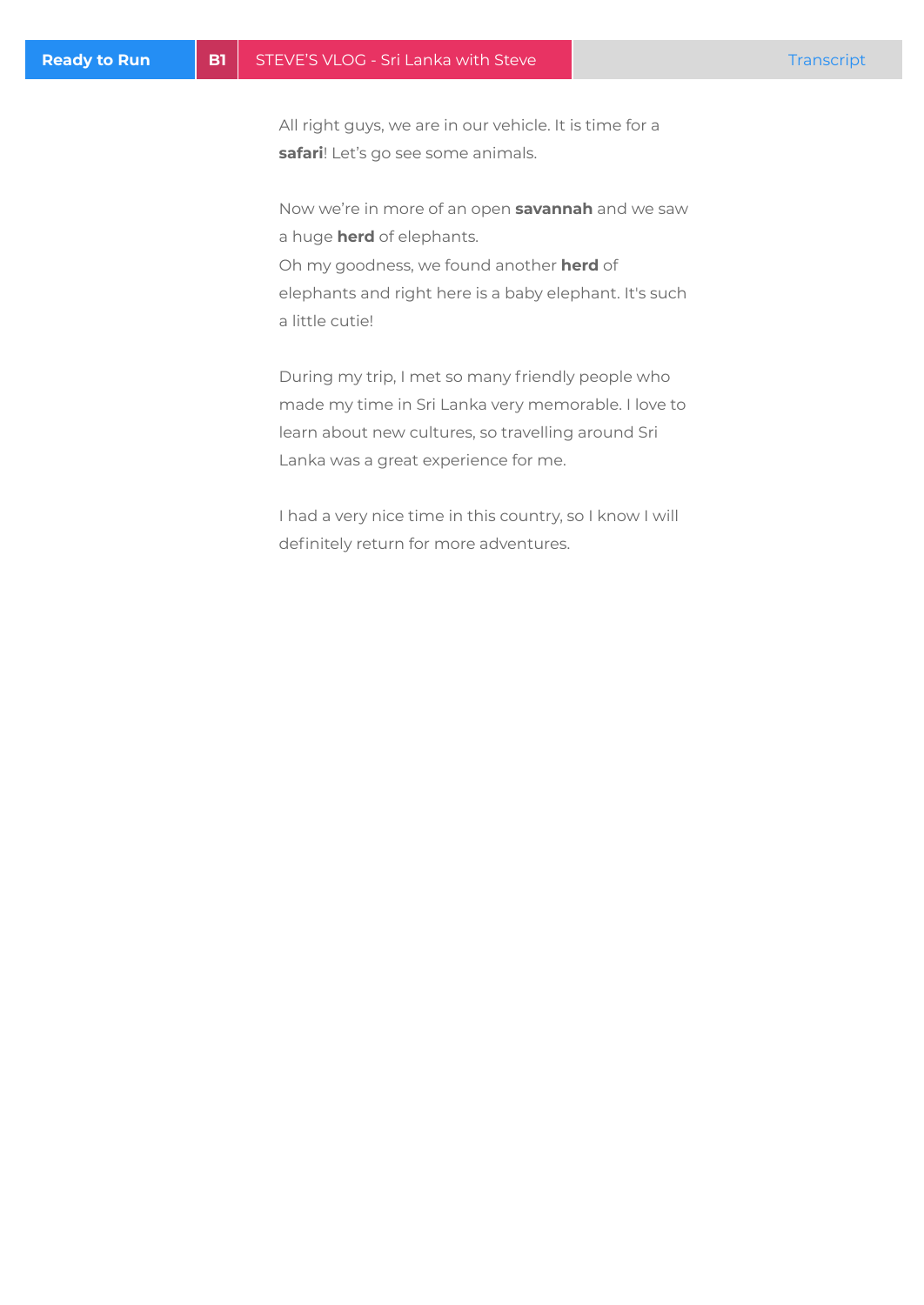All right guys, we are in our vehicle. It is time for a **safari**! Let's go see some animals.

Now we're in more of an open **savannah** and we saw a huge **herd** of elephants.
Oh my goodness, we found another **herd** of elephants and right here is a baby elephant. It's such a little cutie!

During my trip, I met so many friendly people who made my time in Sri Lanka very memorable. I love to learn about new cultures, so travelling around Sri Lanka was a great experience for me.

I had a very nice time in this country, so I know I will definitely return for more adventures.